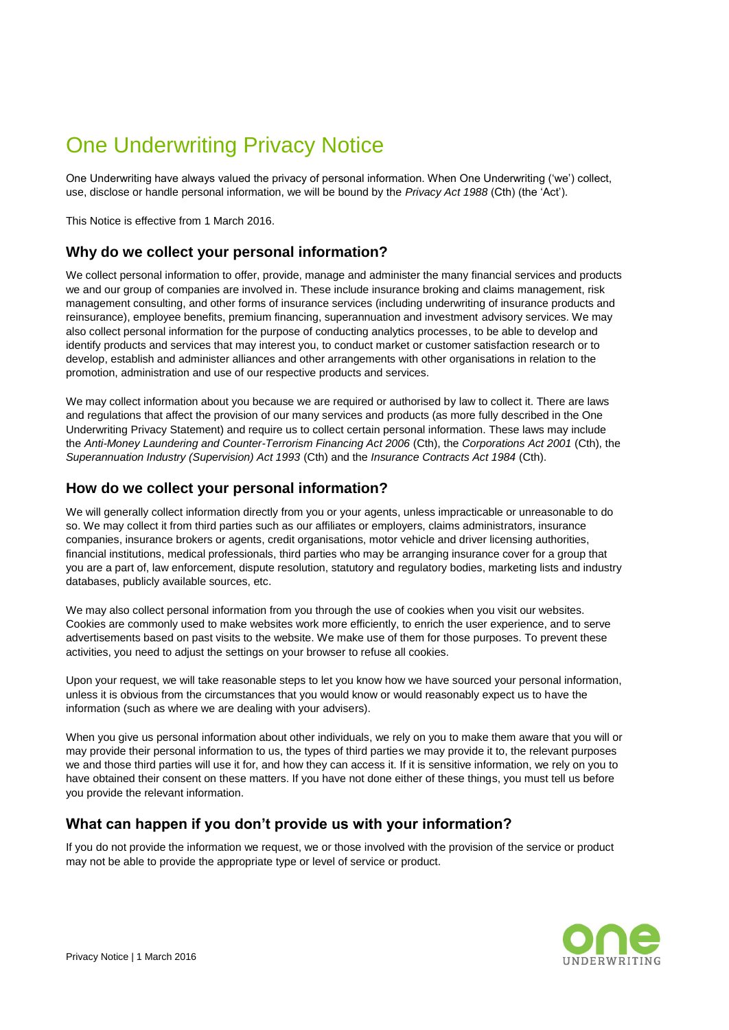# One Underwriting Privacy Notice

One Underwriting have always valued the privacy of personal information. When One Underwriting ('we') collect, use, disclose or handle personal information, we will be bound by the *Privacy Act 1988* (Cth) (the 'Act').

This Notice is effective from 1 March 2016.

## Why do we collect your personal information?

We collect personal information to offer, provide, manage and administer the many financial services and products we and our group of companies are involved in. These include insurance broking and claims management, risk management consulting, and other forms of insurance services (including underwriting of insurance products and reinsurance), employee benefits, premium financing, superannuation and investment advisory services. We may also collect personal information for the purpose of conducting analytics processes, to be able to develop and identify products and services that may interest you, to conduct market or customer satisfaction research or to develop, establish and administer alliances and other arrangements with other organisations in relation to the promotion, administration and use of our respective products and services.

We may collect information about you because we are required or authorised by law to collect it. There are laws and regulations that affect the provision of our many services and products (as more fully described in the One Underwriting Privacy Statement) and require us to collect certain personal information. These laws may include the *Anti-Money Laundering and Counter-Terrorism Financing Act 2006* (Cth), the *Corporations Act 2001* (Cth), the *Superannuation Industry (Supervision) Act 1993* (Cth) and the *Insurance Contracts Act 1984* (Cth).

## How do we collect your personal information?

We will generally collect information directly from you or your agents, unless impracticable or unreasonable to do so. We may collect it from third parties such as our affiliates or employers, claims administrators, insurance companies, insurance brokers or agents, credit organisations, motor vehicle and driver licensing authorities, financial institutions, medical professionals, third parties who may be arranging insurance cover for a group that you are a part of, law enforcement, dispute resolution, statutory and regulatory bodies, marketing lists and industry databases, publicly available sources, etc.

We may also collect personal information from you through the use of cookies when you visit our websites. Cookies are commonly used to make websites work more efficiently, to enrich the user experience, and to serve advertisements based on past visits to the website. We make use of them for those purposes. To prevent these activities, you need to adjust the settings on your browser to refuse all cookies.

Upon your request, we will take reasonable steps to let you know how we have sourced your personal information, unless it is obvious from the circumstances that you would know or would reasonably expect us to have the information (such as where we are dealing with your advisers).

When you give us personal information about other individuals, we rely on you to make them aware that you will or may provide their personal information to us, the types of third parties we may provide it to, the relevant purposes we and those third parties will use it for, and how they can access it. If it is sensitive information, we rely on you to have obtained their consent on these matters. If you have not done either of these things, you must tell us before you provide the relevant information.

## What can happen if you don't provide us with your information?

If you do not provide the information we request, we or those involved with the provision of the service or product may not be able to provide the appropriate type or level of service or product.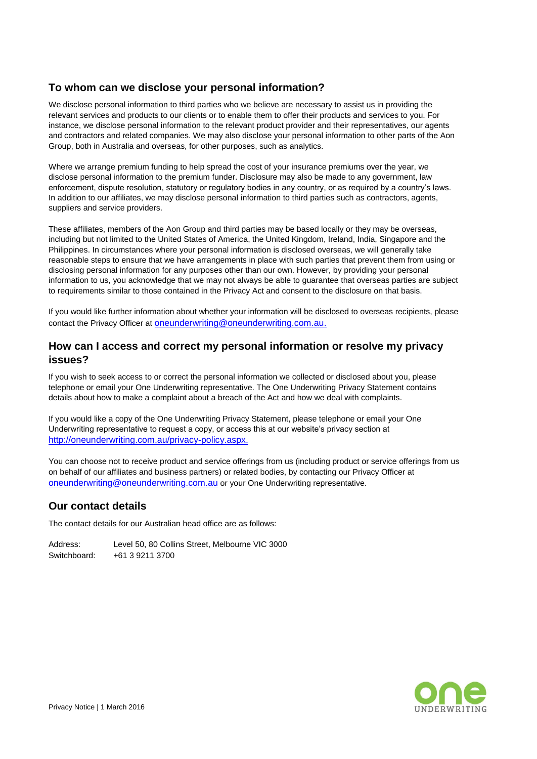## To whom can we disclose your personal information?

We disclose personal information to third parties who we believe are necessary to assist us in providing the relevant services and products to our clients or to enable them to offer their products and services to you. For instance, we disclose personal information to the relevant product provider and their representatives, our agents and contractors and related companies. We may also disclose your personal information to other parts of the Aon Group, both in Australia and overseas, for other purposes, such as analytics.

Where we arrange premium funding to help spread the cost of your insurance premiums over the year, we disclose personal information to the premium funder. Disclosure may also be made to any government, law enforcement, dispute resolution, statutory or regulatory bodies in any country, or as required by a country's laws. In addition to our affiliates, we may disclose personal information to third parties such as contractors, agents, suppliers and service providers.

These affiliates, members of the Aon Group and third parties may be based locally or they may be overseas, including but not limited to the United States of America, the United Kingdom, Ireland, India, Singapore and the Philippines. In circumstances where your personal information is disclosed overseas, we will generally take reasonable steps to ensure that we have arrangements in place with such parties that prevent them from using or disclosing personal information for any purposes other than our own. However, by providing your personal information to us, you acknowledge that we may not always be able to guarantee that overseas parties are subject to requirements similar to those contained in the Privacy Act and consent to the disclosure on that basis.

If you would like further information about whether your information will be disclosed to overseas recipients, please contact the Privacy Officer at oneunderwriting@oneunderwriting.com.au.

## How can I access and correct my personal information or resolve my privacy issues?

If you wish to seek access to or correct the personal information we collected or disclosed about you, please telephone or email your One Underwriting representative. The One Underwriting Privacy Statement contains details about how to make a complaint about a breach of the Act and how we deal with complaints.

If you would like a copy of the One Underwriting Privacy Statement, please telephone or email your One Underwriting representative to request a copy, or access this at our website's privacy section at http://oneunderwriting.com.au/privacy-policy.aspx.

You can choose not to receive product and service offerings from us (including product or service offerings from us on behalf of our affiliates and business partners) or related bodies, by contacting our Privacy Officer at oneunderwriting@oneunderwriting.com.au or your One Underwriting representative.

## Our contact details

The contact details for our Australian head office are as follows:

Address: Level 50, 80 Collins Street, Melbourne VIC 3000
Switchboard: +61 3 9211 3700

Privacy Notice | 1 March 2016